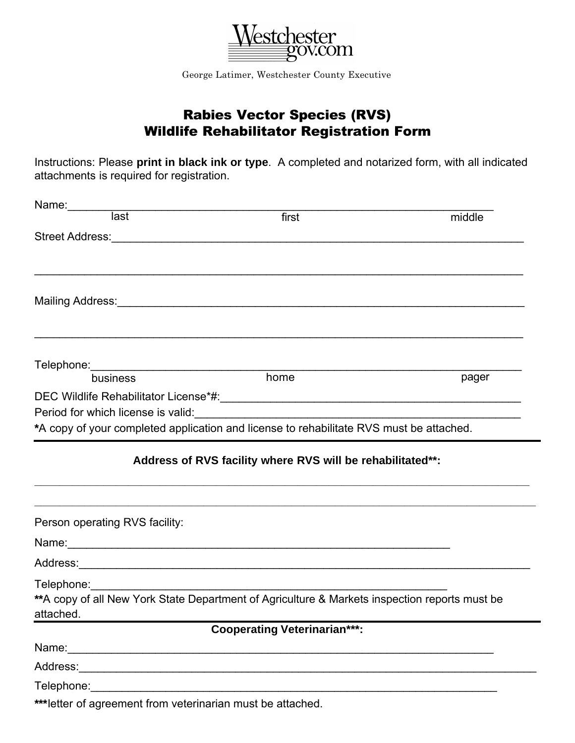Westchestergov.com

George Latimer, Westchester County Executive

# Rabies Vector Species (RVS)
# Wildlife Rehabilitator Registration Form

Instructions: Please **print in black ink or type**. A completed and notarized form, with all indicated attachments is required for registration.

Name:_______________________________________________________________________
last first middle

Street Address:________________________________________________________________

_____________________________________________________________________________

Mailing Address:_______________________________________________________________

_____________________________________________________________________________

Telephone:____________________________________________________________________
business home pager

DEC Wildlife Rehabilitator License*#:______________________________________________

Period for which license is valid:__________________________________________________

**\***A copy of your completed application and license to rehabilitate RVS must be attached.

---

**Address of RVS facility where RVS will be rehabilitated\*\*:**

_____________________________________________________________________________

_____________________________________________________________________________

Person operating RVS facility:

Name:_______________________________________________________________

Address:______________________________________________________________________

Telephone:____________________________________________________________

**\*\***A copy of all New York State Department of Agriculture & Markets inspection reports must be attached.

---

**Cooperating Veterinarian\*\*\*:**

Name:_______________________________________________________________________

Address:______________________________________________________________________

Telephone:____________________________________________________________________

**\*\*\***letter of agreement from veterinarian must be attached.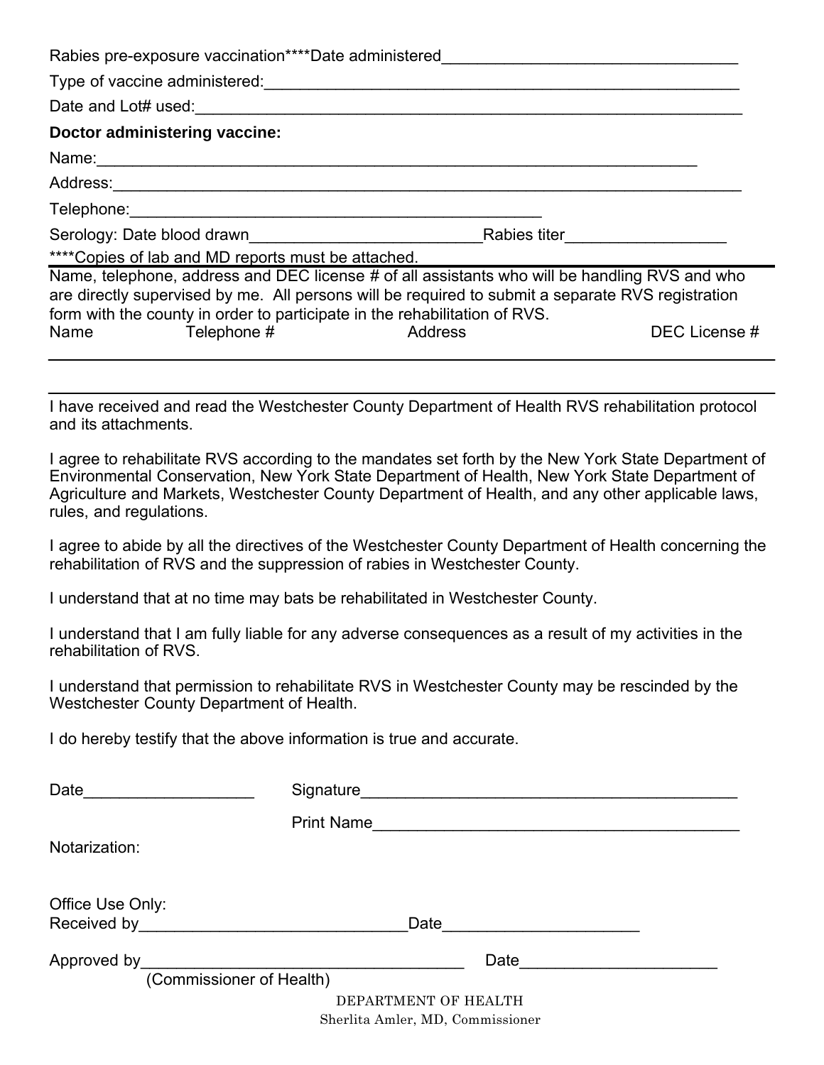Rabies pre-exposure vaccination****Date administered_________________________________

Type of vaccine administered:_______________________________________________________

Date and Lot# used:______________________________________________________________

**Doctor administering vaccine:**

Name:_____________________________________________________________________

Address:____________________________________________________________________

Telephone:______________________________________________

Serology: Date blood drawn__________________________Rabies titer__________________

****Copies of lab and MD reports must be attached.

Name, telephone, address and DEC license # of all assistants who will be handling RVS and who are directly supervised by me. All persons will be required to submit a separate RVS registration form with the county in order to participate in the rehabilitation of RVS.

| Name | Telephone # | Address | DEC License # |
|---|---|---|---|
| | | | |
| | | | |

I have received and read the Westchester County Department of Health RVS rehabilitation protocol and its attachments.

I agree to rehabilitate RVS according to the mandates set forth by the New York State Department of Environmental Conservation, New York State Department of Health, New York State Department of Agriculture and Markets, Westchester County Department of Health, and any other applicable laws, rules, and regulations.

I agree to abide by all the directives of the Westchester County Department of Health concerning the rehabilitation of RVS and the suppression of rabies in Westchester County.

I understand that at no time may bats be rehabilitated in Westchester County.

I understand that I am fully liable for any adverse consequences as a result of my activities in the rehabilitation of RVS.

I understand that permission to rehabilitate RVS in Westchester County may be rescinded by the Westchester County Department of Health.

I do hereby testify that the above information is true and accurate.

Date___________________ Signature___________________________________________

Print Name__________________________________________

Notarization:

Office Use Only:

Received by______________________________Date______________________

Approved by____________________________________ Date______________________

(Commissioner of Health)

DEPARTMENT OF HEALTH

Sherlita Amler, MD, Commissioner